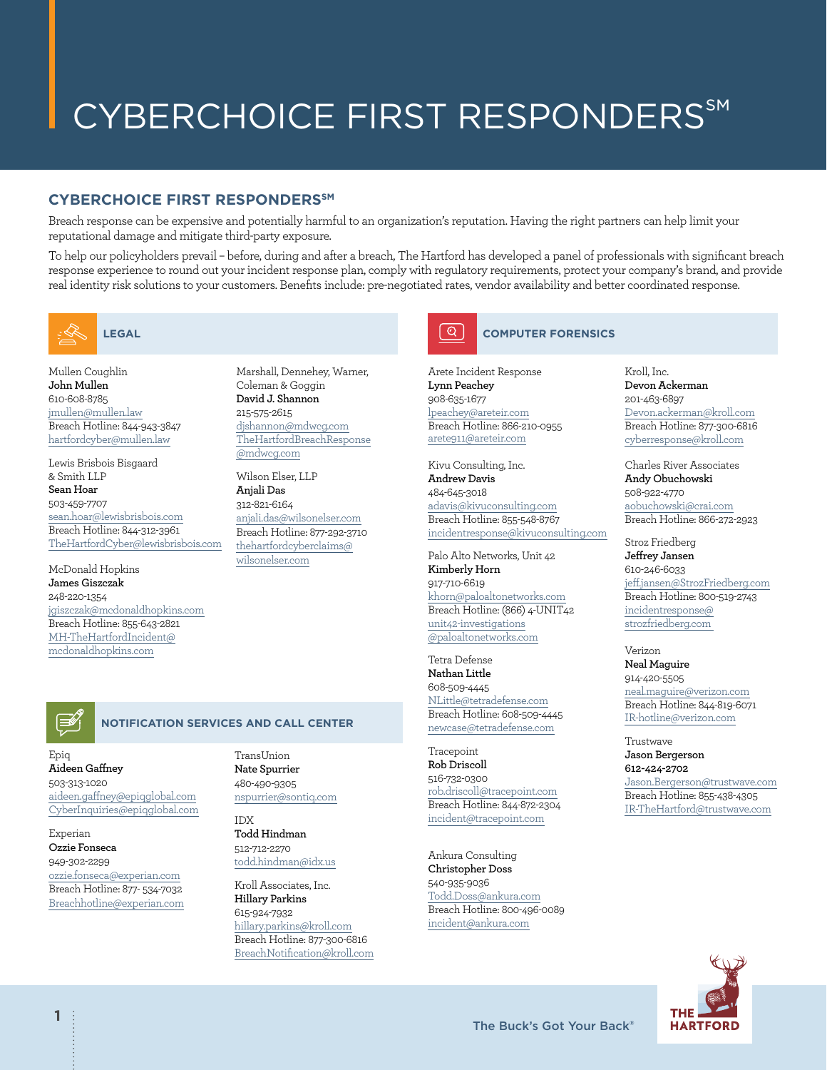# CYBERCHOICE FIRST RESPONDERS℠

## CYBERCHOICE FIRST RESPONDERS℠

Breach response can be expensive and potentially harmful to an organization's reputation. Having the right partners can help limit your reputational damage and mitigate third-party exposure.

To help our policyholders prevail – before, during and after a breach, The Hartford has developed a panel of professionals with significant breach response experience to round out your incident response plan, comply with regulatory requirements, protect your company's brand, and provide real identity risk solutions to your customers. Benefits include: pre-negotiated rates, vendor availability and better coordinated response.

### LEGAL

Mullen Coughlin
**John Mullen**
610-608-8785
jmullen@mullen.law
Breach Hotline: 844-943-3847
hartfordcyber@mullen.law

Lewis Brisbois Bisgaard & Smith LLP
**Sean Hoar**
503-459-7707
sean.hoar@lewisbrisbois.com
Breach Hotline: 844-312-3961
TheHartfordCyber@lewisbrisbois.com

McDonald Hopkins
**James Giszczak**
248-220-1354
jgiszczak@mcdonaldhopkins.com
Breach Hotline: 855-643-2821
MH-TheHartfordIncident@mcdonaldhopkins.com

Marshall, Dennehey, Warner, Coleman & Goggin
**David J. Shannon**
215-575-2615
djshannon@mdwcg.com
TheHartfordBreachResponse@mdwcg.com

Wilson Elser, LLP
**Anjali Das**
312-821-6164
anjali.das@wilsonelser.com
Breach Hotline: 877-292-3710
thehartfordcyberclaims@wilsonelser.com

### NOTIFICATION SERVICES AND CALL CENTER

Epiq
**Aideen Gaffney**
503-313-1020
aideen.gaffney@epiqglobal.com
CyberInquiries@epiqglobal.com

Experian
**Ozzie Fonseca**
949-302-2299
ozzie.fonseca@experian.com
Breach Hotline: 877- 534-7032
Breachhotline@experian.com

TransUnion
**Nate Spurrier**
480-490-9305
nspurrier@sontiq.com

IDX
**Todd Hindman**
512-712-2270
todd.hindman@idx.us

Kroll Associates, Inc.
**Hillary Parkins**
615-924-7932
hillary.parkins@kroll.com
Breach Hotline: 877-300-6816
BreachNotification@kroll.com

### COMPUTER FORENSICS

Arete Incident Response
**Lynn Peachey**
908-635-1677
lpeachey@areteir.com
Breach Hotline: 866-210-0955
arete911@areteir.com

Kivu Consulting, Inc.
**Andrew Davis**
484-645-3018
adavis@kivuconsulting.com
Breach Hotline: 855-548-8767
incidentresponse@kivuconsulting.com

Palo Alto Networks, Unit 42
**Kimberly Horn**
917-710-6619
khorn@paloaltonetworks.com
Breach Hotline: (866) 4-UNIT42
unit42-investigations@paloaltonetworks.com

Tetra Defense
**Nathan Little**
608-509-4445
NLittle@tetradefense.com
Breach Hotline: 608-509-4445
newcase@tetradefense.com

Tracepoint
**Rob Driscoll**
516-732-0300
rob.driscoll@tracepoint.com
Breach Hotline: 844-872-2304
incident@tracepoint.com

Ankura Consulting
**Christopher Doss**
540-935-9036
Todd.Doss@ankura.com
Breach Hotline: 800-496-0089
incident@ankura.com

Kroll, Inc.
**Devon Ackerman**
201-463-6897
Devon.ackerman@kroll.com
Breach Hotline: 877-300-6816
cyberresponse@kroll.com

Charles River Associates
**Andy Obuchowski**
508-922-4770
aobuchowski@crai.com
Breach Hotline: 866-272-2923

Stroz Friedberg
**Jeffrey Jansen**
610-246-6033
jeff.jansen@StrozFriedberg.com
Breach Hotline: 800-519-2743
incidentresponse@strozfriedberg.com

Verizon
**Neal Maguire**
914-420-5505
neal.maguire@verizon.com
Breach Hotline: 844-819-6071
IR-hotline@verizon.com

Trustwave
**Jason Bergerson**
**612-424-2702**
Jason.Bergerson@trustwave.com
Breach Hotline: 855-438-4305
IR-TheHartford@trustwave.com

The Buck's Got Your Back®

THE HARTFORD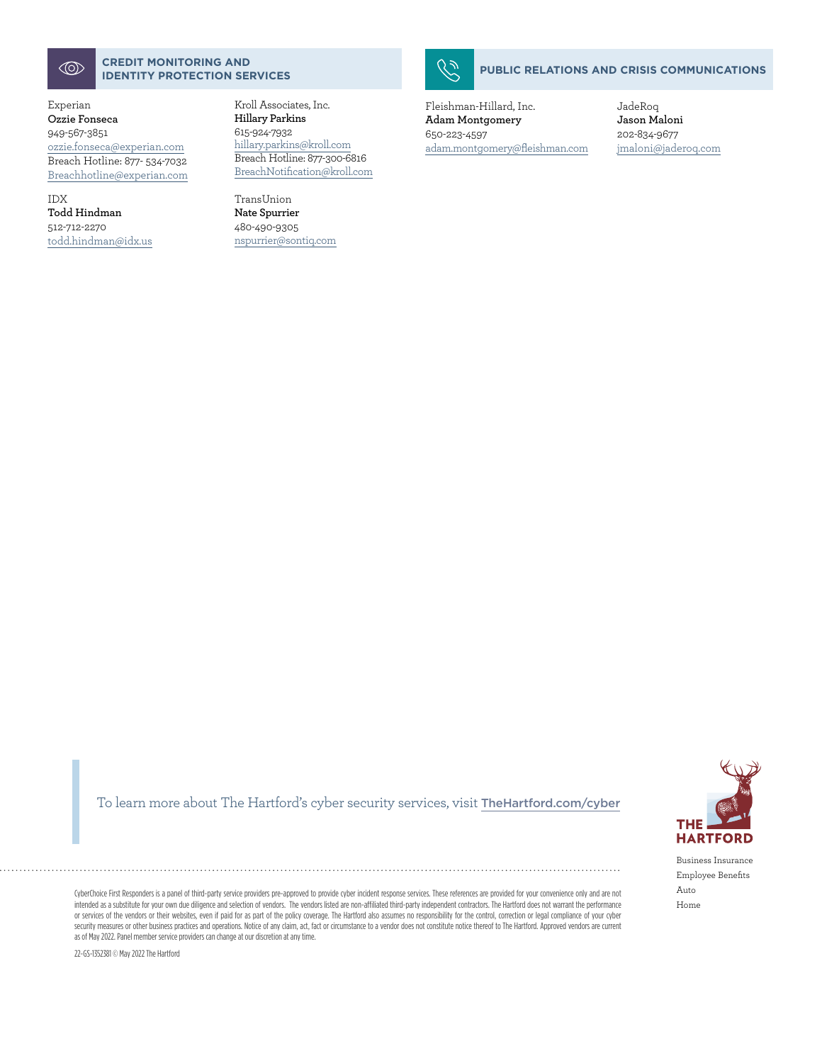## CREDIT MONITORING AND IDENTITY PROTECTION SERVICES

Experian
**Ozzie Fonseca**
949-567-3851
ozzie.fonseca@experian.com
Breach Hotline: 877- 534-7032
Breachhotline@experian.com

IDX
**Todd Hindman**
512-712-2270
todd.hindman@idx.us

Kroll Associates, Inc.
**Hillary Parkins**
615-924-7932
hillary.parkins@kroll.com
Breach Hotline: 877-300-6816
BreachNotification@kroll.com

TransUnion
**Nate Spurrier**
480-490-9305
nspurrier@sontiq.com

## PUBLIC RELATIONS AND CRISIS COMMUNICATIONS

Fleishman-Hillard, Inc.
**Adam Montgomery**
650-223-4597
adam.montgomery@fleishman.com

JadeRoq
**Jason Maloni**
202-834-9677
jmaloni@jaderoq.com

To learn more about The Hartford's cyber security services, visit **TheHartford.com/cyber**

THE HARTFORD

Business Insurance
Employee Benefits
Auto
Home

CyberChoice First Responders is a panel of third-party service providers pre-approved to provide cyber incident response services. These references are provided for your convenience only and are not intended as a substitute for your own due diligence and selection of vendors. The vendors listed are non-affiliated third-party independent contractors. The Hartford does not warrant the performance or services of the vendors or their websites, even if paid for as part of the policy coverage. The Hartford also assumes no responsibility for the control, correction or legal compliance of your cyber security measures or other business practices and operations. Notice of any claim, act, fact or circumstance to a vendor does not constitute notice thereof to The Hartford. Approved vendors are current as of May 2022. Panel member service providers can change at our discretion at any time.

22-GS-1352381 © May 2022 The Hartford